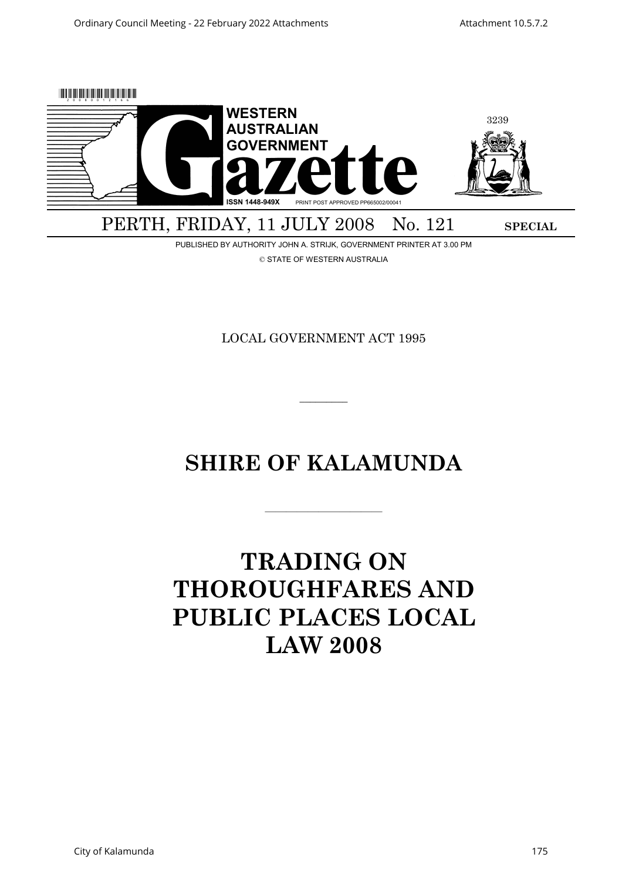WESTERN AUSTRALIAN GOVERNMENT

# Gazette

ISSN 1448-949X PRINT POST APPROVED PP665002/00041

3239

PERTH, FRIDAY, 11 JULY 2008 No. 121 **SPECIAL**

PUBLISHED BY AUTHORITY JOHN A. STRIJK, GOVERNMENT PRINTER AT 3.00 PM

© STATE OF WESTERN AUSTRALIA

LOCAL GOVERNMENT ACT 1995

---

# SHIRE OF KALAMUNDA

---

# TRADING ON THOROUGHFARES AND PUBLIC PLACES LOCAL LAW 2008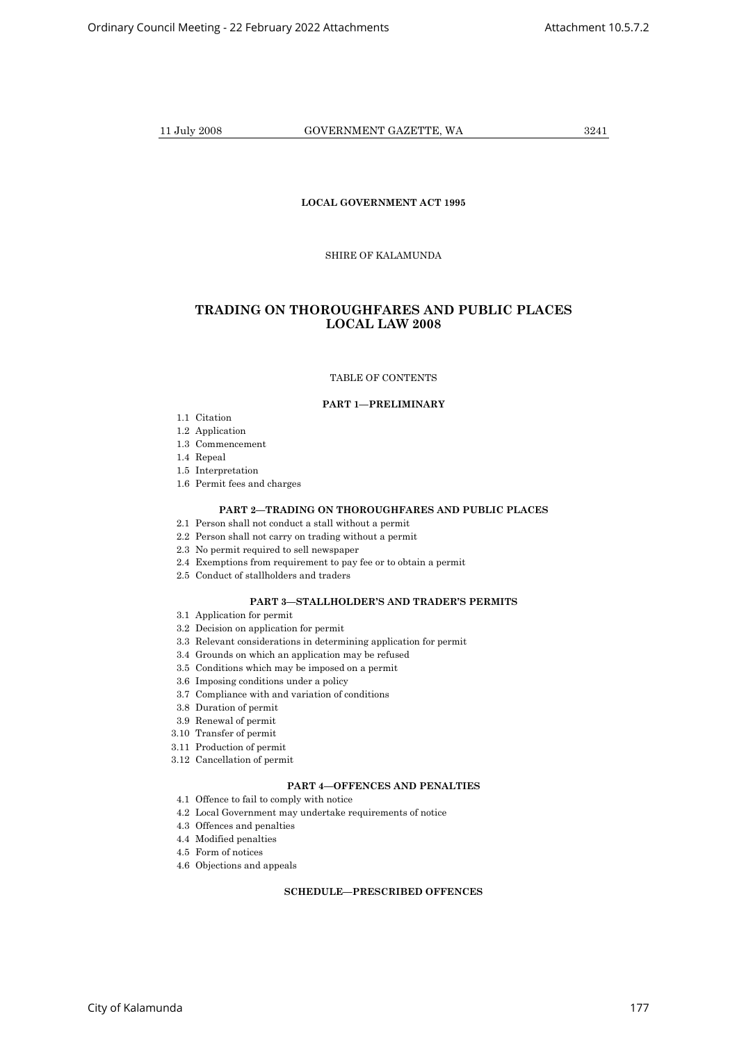**LOCAL GOVERNMENT ACT 1995**

SHIRE OF KALAMUNDA

# TRADING ON THOROUGHFARES AND PUBLIC PLACES LOCAL LAW 2008

TABLE OF CONTENTS

**PART 1—PRELIMINARY**

1.1 Citation
1.2 Application
1.3 Commencement
1.4 Repeal
1.5 Interpretation
1.6 Permit fees and charges

**PART 2—TRADING ON THOROUGHFARES AND PUBLIC PLACES**

2.1 Person shall not conduct a stall without a permit
2.2 Person shall not carry on trading without a permit
2.3 No permit required to sell newspaper
2.4 Exemptions from requirement to pay fee or to obtain a permit
2.5 Conduct of stallholders and traders

**PART 3—STALLHOLDER'S AND TRADER'S PERMITS**

3.1 Application for permit
3.2 Decision on application for permit
3.3 Relevant considerations in determining application for permit
3.4 Grounds on which an application may be refused
3.5 Conditions which may be imposed on a permit
3.6 Imposing conditions under a policy
3.7 Compliance with and variation of conditions
3.8 Duration of permit
3.9 Renewal of permit
3.10 Transfer of permit
3.11 Production of permit
3.12 Cancellation of permit

**PART 4—OFFENCES AND PENALTIES**

4.1 Offence to fail to comply with notice
4.2 Local Government may undertake requirements of notice
4.3 Offences and penalties
4.4 Modified penalties
4.5 Form of notices
4.6 Objections and appeals

**SCHEDULE—PRESCRIBED OFFENCES**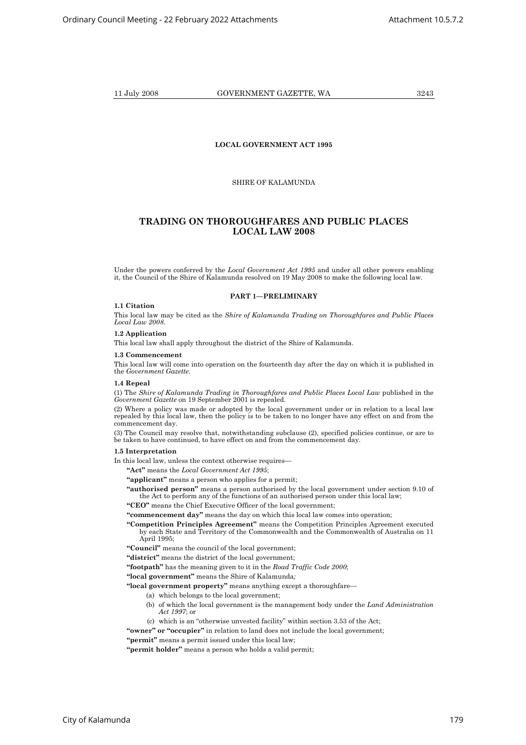**LOCAL GOVERNMENT ACT 1995**

SHIRE OF KALAMUNDA

## TRADING ON THOROUGHFARES AND PUBLIC PLACES LOCAL LAW 2008

Under the powers conferred by the *Local Government Act 1995* and under all other powers enabling it, the Council of the Shire of Kalamunda resolved on 19 May 2008 to make the following local law.

### PART 1—PRELIMINARY

**1.1 Citation**

This local law may be cited as the *Shire of Kalamunda Trading on Thoroughfares and Public Places Local Law 2008.*

**1.2 Application**

This local law shall apply throughout the district of the Shire of Kalamunda.

**1.3 Commencement**

This local law will come into operation on the fourteenth day after the day on which it is published in the *Government Gazette*.

**1.4 Repeal**

(1) The *Shire of Kalamunda Trading in Thoroughfares and Public Places Local Law* published in the *Government Gazette* on 19 September 2001 is repealed.

(2) Where a policy was made or adopted by the local government under or in relation to a local law repealed by this local law, then the policy is to be taken to no longer have any effect on and from the commencement day.

(3) The Council may resolve that, notwithstanding subclause (2), specified policies continue, or are to be taken to have continued, to have effect on and from the commencement day.

**1.5 Interpretation**

In this local law, unless the context otherwise requires—

**"Act"** means the *Local Government Act 1995*;

**"applicant"** means a person who applies for a permit;

**"authorised person"** means a person authorised by the local government under section 9.10 of the Act to perform any of the functions of an authorised person under this local law;

**"CEO"** means the Chief Executive Officer of the local government;

**"commencement day"** means the day on which this local law comes into operation;

**"Competition Principles Agreement"** means the Competition Principles Agreement executed by each State and Territory of the Commonwealth and the Commonwealth of Australia on 11 April 1995;

**"Council"** means the council of the local government;

**"district"** means the district of the local government;

**"footpath"** has the meaning given to it in the *Road Traffic Code 2000*;

**"local government"** means the Shire of Kalamunda*;*

**"local government property"** means anything except a thoroughfare—

- (a) which belongs to the local government;
- (b) of which the local government is the management body under the *Land Administration Act 1997*; or
- (c) which is an "otherwise unvested facility" within section 3.53 of the Act;

**"owner" or "occupier"** in relation to land does not include the local government;

**"permit"** means a permit issued under this local law;

**"permit holder"** means a person who holds a valid permit;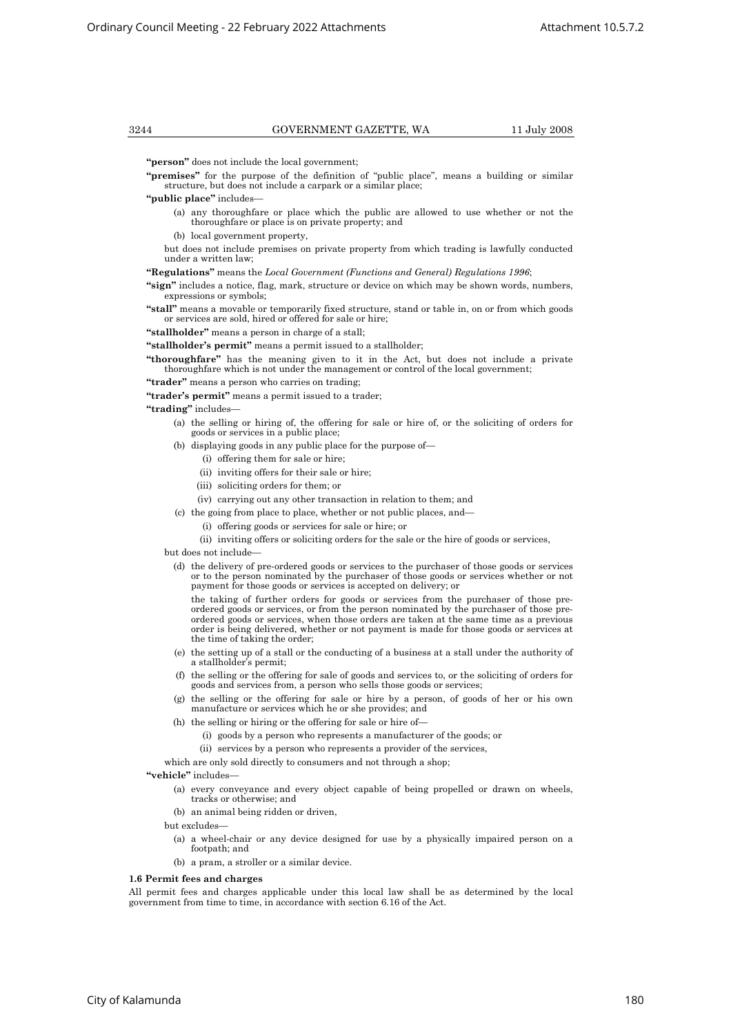**"person"** does not include the local government;

**"premises"** for the purpose of the definition of "public place", means a building or similar structure, but does not include a carpark or a similar place;

**"public place"** includes—

(a) any thoroughfare or place which the public are allowed to use whether or not the thoroughfare or place is on private property; and

(b) local government property,

but does not include premises on private property from which trading is lawfully conducted under a written law;

**"Regulations"** means the *Local Government (Functions and General) Regulations 1996*;

**"sign"** includes a notice, flag, mark, structure or device on which may be shown words, numbers, expressions or symbols;

**"stall"** means a movable or temporarily fixed structure, stand or table in, on or from which goods or services are sold, hired or offered for sale or hire;

**"stallholder"** means a person in charge of a stall;

**"stallholder's permit"** means a permit issued to a stallholder;

**"thoroughfare"** has the meaning given to it in the Act, but does not include a private thoroughfare which is not under the management or control of the local government;

**"trader"** means a person who carries on trading;

**"trader's permit"** means a permit issued to a trader;

**"trading"** includes—

(a) the selling or hiring of, the offering for sale or hire of, or the soliciting of orders for goods or services in a public place;

(b) displaying goods in any public place for the purpose of—

(i) offering them for sale or hire;

(ii) inviting offers for their sale or hire;

(iii) soliciting orders for them; or

(iv) carrying out any other transaction in relation to them; and

(c) the going from place to place, whether or not public places, and—

(i) offering goods or services for sale or hire; or

(ii) inviting offers or soliciting orders for the sale or the hire of goods or services,

but does not include—

(d) the delivery of pre-ordered goods or services to the purchaser of those goods or services or to the person nominated by the purchaser of those goods or services whether or not payment for those goods or services is accepted on delivery; or

the taking of further orders for goods or services from the purchaser of those pre-ordered goods or services, or from the person nominated by the purchaser of those pre-ordered goods or services, when those orders are taken at the same time as a previous order is being delivered, whether or not payment is made for those goods or services at the time of taking the order;

(e) the setting up of a stall or the conducting of a business at a stall under the authority of a stallholder's permit;

(f) the selling or the offering for sale of goods and services to, or the soliciting of orders for goods and services from, a person who sells those goods or services;

(g) the selling or the offering for sale or hire by a person, of goods of her or his own manufacture or services which he or she provides; and

(h) the selling or hiring or the offering for sale or hire of—

(i) goods by a person who represents a manufacturer of the goods; or

(ii) services by a person who represents a provider of the services,

which are only sold directly to consumers and not through a shop;

**"vehicle"** includes—

(a) every conveyance and every object capable of being propelled or drawn on wheels, tracks or otherwise; and

(b) an animal being ridden or driven,

but excludes—

(a) a wheel-chair or any device designed for use by a physically impaired person on a footpath; and

(b) a pram, a stroller or a similar device.

**1.6 Permit fees and charges**

All permit fees and charges applicable under this local law shall be as determined by the local government from time to time, in accordance with section 6.16 of the Act.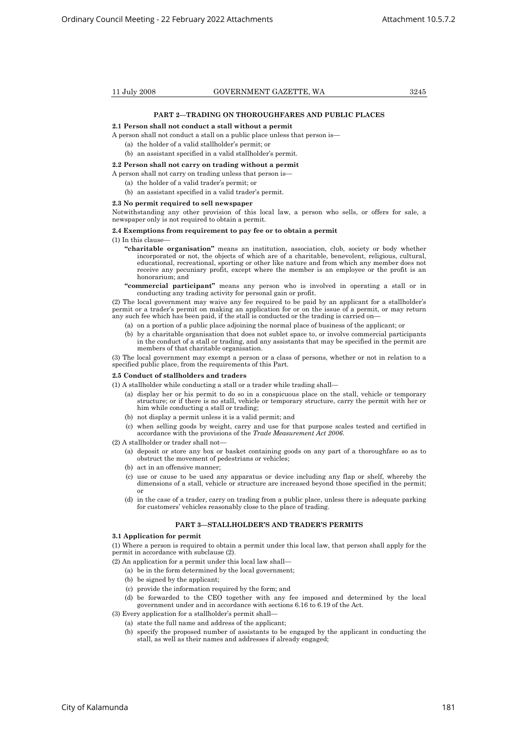## PART 2—TRADING ON THOROUGHFARES AND PUBLIC PLACES

**2.1 Person shall not conduct a stall without a permit**

A person shall not conduct a stall on a public place unless that person is—

(a) the holder of a valid stallholder's permit; or

(b) an assistant specified in a valid stallholder's permit.

**2.2 Person shall not carry on trading without a permit**

A person shall not carry on trading unless that person is—

(a) the holder of a valid trader's permit; or

(b) an assistant specified in a valid trader's permit.

**2.3 No permit required to sell newspaper**

Notwithstanding any other provision of this local law, a person who sells, or offers for sale, a newspaper only is not required to obtain a permit.

**2.4 Exemptions from requirement to pay fee or to obtain a permit**

(1) In this clause—

**"charitable organisation"** means an institution, association, club, society or body whether incorporated or not, the objects of which are of a charitable, benevolent, religious, cultural, educational, recreational, sporting or other like nature and from which any member does not receive any pecuniary profit, except where the member is an employee or the profit is an honorarium; and

**"commercial participant"** means any person who is involved in operating a stall or in conducting any trading activity for personal gain or profit.

(2) The local government may waive any fee required to be paid by an applicant for a stallholder's permit or a trader's permit on making an application for or on the issue of a permit, or may return any such fee which has been paid, if the stall is conducted or the trading is carried on—

(a) on a portion of a public place adjoining the normal place of business of the applicant; or

(b) by a charitable organisation that does not sublet space to, or involve commercial participants in the conduct of a stall or trading, and any assistants that may be specified in the permit are members of that charitable organisation.

(3) The local government may exempt a person or a class of persons, whether or not in relation to a specified public place, from the requirements of this Part.

**2.5 Conduct of stallholders and traders**

(1) A stallholder while conducting a stall or a trader while trading shall—

(a) display her or his permit to do so in a conspicuous place on the stall, vehicle or temporary structure; or if there is no stall, vehicle or temporary structure, carry the permit with her or him while conducting a stall or trading;

(b) not display a permit unless it is a valid permit; and

(c) when selling goods by weight, carry and use for that purpose scales tested and certified in accordance with the provisions of the *Trade Measurement Act 2006*.

(2) A stallholder or trader shall not—

(a) deposit or store any box or basket containing goods on any part of a thoroughfare so as to obstruct the movement of pedestrians or vehicles;

(b) act in an offensive manner;

(c) use or cause to be used any apparatus or device including any flap or shelf, whereby the dimensions of a stall, vehicle or structure are increased beyond those specified in the permit; or

(d) in the case of a trader, carry on trading from a public place, unless there is adequate parking for customers' vehicles reasonably close to the place of trading.

## PART 3—STALLHOLDER'S AND TRADER'S PERMITS

**3.1 Application for permit**

(1) Where a person is required to obtain a permit under this local law, that person shall apply for the permit in accordance with subclause (2).

(2) An application for a permit under this local law shall—

(a) be in the form determined by the local government;

(b) be signed by the applicant;

(c) provide the information required by the form; and

(d) be forwarded to the CEO together with any fee imposed and determined by the local government under and in accordance with sections 6.16 to 6.19 of the Act.

(3) Every application for a stallholder's permit shall—

(a) state the full name and address of the applicant;

(b) specify the proposed number of assistants to be engaged by the applicant in conducting the stall, as well as their names and addresses if already engaged;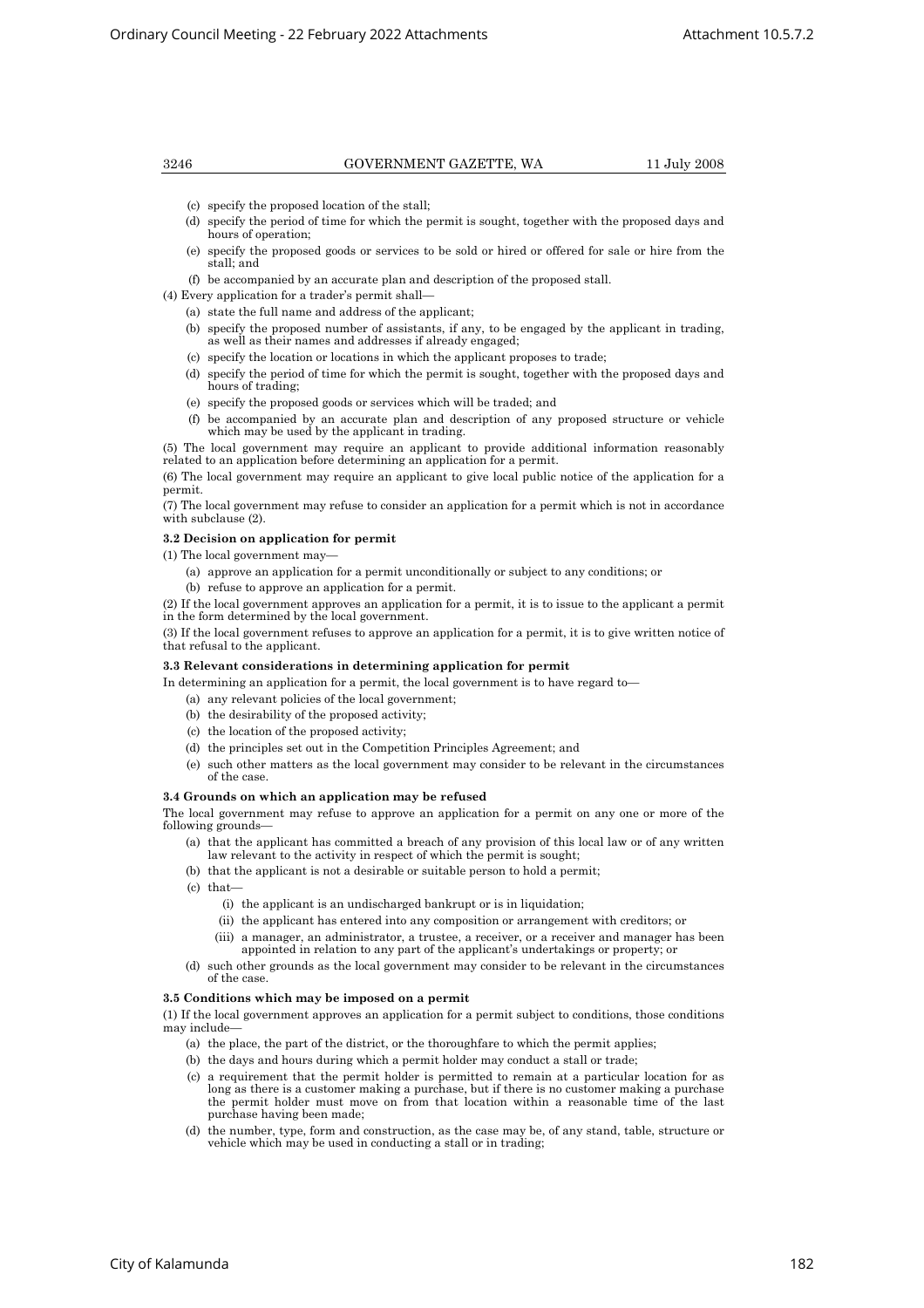(c) specify the proposed location of the stall;

(d) specify the period of time for which the permit is sought, together with the proposed days and hours of operation;

(e) specify the proposed goods or services to be sold or hired or offered for sale or hire from the stall; and

(f) be accompanied by an accurate plan and description of the proposed stall.

(4) Every application for a trader's permit shall—

(a) state the full name and address of the applicant;

(b) specify the proposed number of assistants, if any, to be engaged by the applicant in trading, as well as their names and addresses if already engaged;

(c) specify the location or locations in which the applicant proposes to trade;

(d) specify the period of time for which the permit is sought, together with the proposed days and hours of trading;

(e) specify the proposed goods or services which will be traded; and

(f) be accompanied by an accurate plan and description of any proposed structure or vehicle which may be used by the applicant in trading.

(5) The local government may require an applicant to provide additional information reasonably related to an application before determining an application for a permit.

(6) The local government may require an applicant to give local public notice of the application for a permit.

(7) The local government may refuse to consider an application for a permit which is not in accordance with subclause (2).

**3.2 Decision on application for permit**

(1) The local government may—

(a) approve an application for a permit unconditionally or subject to any conditions; or

(b) refuse to approve an application for a permit.

(2) If the local government approves an application for a permit, it is to issue to the applicant a permit in the form determined by the local government.

(3) If the local government refuses to approve an application for a permit, it is to give written notice of that refusal to the applicant.

**3.3 Relevant considerations in determining application for permit**

In determining an application for a permit, the local government is to have regard to—

(a) any relevant policies of the local government;

(b) the desirability of the proposed activity;

(c) the location of the proposed activity;

(d) the principles set out in the Competition Principles Agreement; and

(e) such other matters as the local government may consider to be relevant in the circumstances of the case.

**3.4 Grounds on which an application may be refused**

The local government may refuse to approve an application for a permit on any one or more of the following grounds—

(a) that the applicant has committed a breach of any provision of this local law or of any written law relevant to the activity in respect of which the permit is sought;

(b) that the applicant is not a desirable or suitable person to hold a permit;

(c) that—

(i) the applicant is an undischarged bankrupt or is in liquidation;

(ii) the applicant has entered into any composition or arrangement with creditors; or

(iii) a manager, an administrator, a trustee, a receiver, or a receiver and manager has been appointed in relation to any part of the applicant's undertakings or property; or

(d) such other grounds as the local government may consider to be relevant in the circumstances of the case.

**3.5 Conditions which may be imposed on a permit**

(1) If the local government approves an application for a permit subject to conditions, those conditions may include—

(a) the place, the part of the district, or the thoroughfare to which the permit applies;

(b) the days and hours during which a permit holder may conduct a stall or trade;

(c) a requirement that the permit holder is permitted to remain at a particular location for as long as there is a customer making a purchase, but if there is no customer making a purchase the permit holder must move on from that location within a reasonable time of the last purchase having been made;

(d) the number, type, form and construction, as the case may be, of any stand, table, structure or vehicle which may be used in conducting a stall or in trading;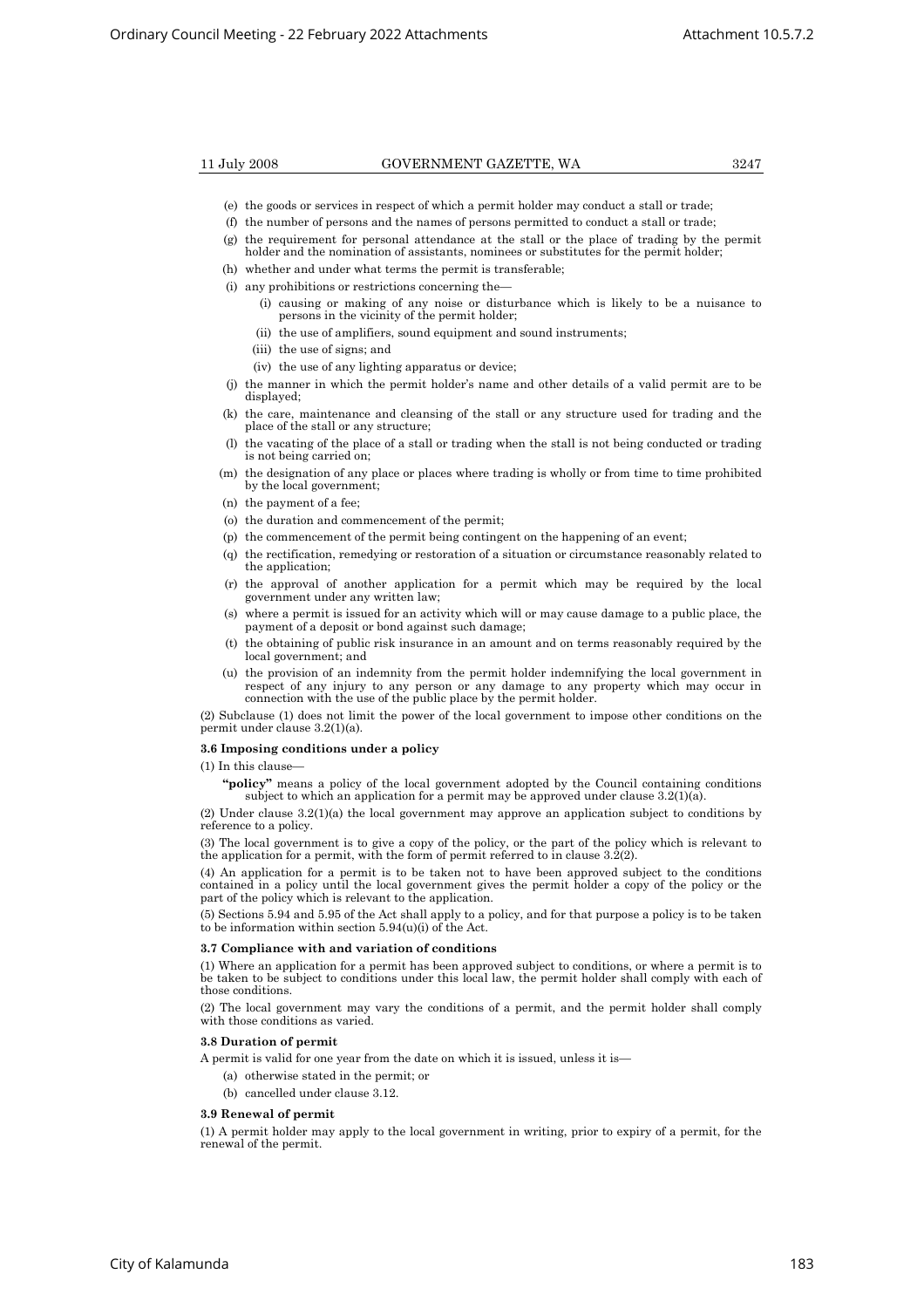(e) the goods or services in respect of which a permit holder may conduct a stall or trade;

(f) the number of persons and the names of persons permitted to conduct a stall or trade;

(g) the requirement for personal attendance at the stall or the place of trading by the permit holder and the nomination of assistants, nominees or substitutes for the permit holder;

(h) whether and under what terms the permit is transferable;

(i) any prohibitions or restrictions concerning the—

(i) causing or making of any noise or disturbance which is likely to be a nuisance to persons in the vicinity of the permit holder;

(ii) the use of amplifiers, sound equipment and sound instruments;

(iii) the use of signs; and

(iv) the use of any lighting apparatus or device;

(j) the manner in which the permit holder's name and other details of a valid permit are to be displayed;

(k) the care, maintenance and cleansing of the stall or any structure used for trading and the place of the stall or any structure;

(l) the vacating of the place of a stall or trading when the stall is not being conducted or trading is not being carried on;

(m) the designation of any place or places where trading is wholly or from time to time prohibited by the local government;

(n) the payment of a fee;

(o) the duration and commencement of the permit;

(p) the commencement of the permit being contingent on the happening of an event;

(q) the rectification, remedying or restoration of a situation or circumstance reasonably related to the application;

(r) the approval of another application for a permit which may be required by the local government under any written law;

(s) where a permit is issued for an activity which will or may cause damage to a public place, the payment of a deposit or bond against such damage;

(t) the obtaining of public risk insurance in an amount and on terms reasonably required by the local government; and

(u) the provision of an indemnity from the permit holder indemnifying the local government in respect of any injury to any person or any damage to any property which may occur in connection with the use of the public place by the permit holder.

(2) Subclause (1) does not limit the power of the local government to impose other conditions on the permit under clause 3.2(1)(a).

**3.6 Imposing conditions under a policy**

(1) In this clause—

**"policy"** means a policy of the local government adopted by the Council containing conditions subject to which an application for a permit may be approved under clause 3.2(1)(a).

(2) Under clause 3.2(1)(a) the local government may approve an application subject to conditions by reference to a policy.

(3) The local government is to give a copy of the policy, or the part of the policy which is relevant to the application for a permit, with the form of permit referred to in clause 3.2(2).

(4) An application for a permit is to be taken not to have been approved subject to the conditions contained in a policy until the local government gives the permit holder a copy of the policy or the part of the policy which is relevant to the application.

(5) Sections 5.94 and 5.95 of the Act shall apply to a policy, and for that purpose a policy is to be taken to be information within section 5.94(u)(i) of the Act.

**3.7 Compliance with and variation of conditions**

(1) Where an application for a permit has been approved subject to conditions, or where a permit is to be taken to be subject to conditions under this local law, the permit holder shall comply with each of those conditions.

(2) The local government may vary the conditions of a permit, and the permit holder shall comply with those conditions as varied.

**3.8 Duration of permit**

A permit is valid for one year from the date on which it is issued, unless it is—

(a) otherwise stated in the permit; or

(b) cancelled under clause 3.12.

**3.9 Renewal of permit**

(1) A permit holder may apply to the local government in writing, prior to expiry of a permit, for the renewal of the permit.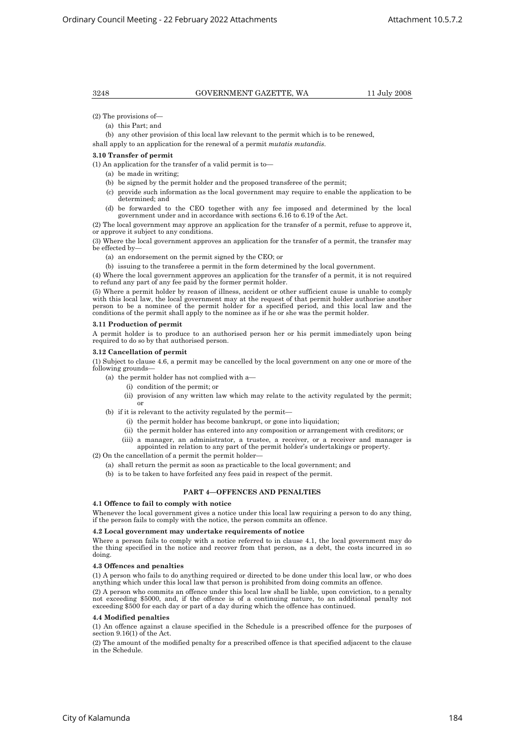(2) The provisions of—

(a) this Part; and

(b) any other provision of this local law relevant to the permit which is to be renewed,

shall apply to an application for the renewal of a permit *mutatis mutandis*.

**3.10 Transfer of permit**

(1) An application for the transfer of a valid permit is to—

(a) be made in writing;

(b) be signed by the permit holder and the proposed transferee of the permit;

(c) provide such information as the local government may require to enable the application to be determined; and

(d) be forwarded to the CEO together with any fee imposed and determined by the local government under and in accordance with sections 6.16 to 6.19 of the Act.

(2) The local government may approve an application for the transfer of a permit, refuse to approve it, or approve it subject to any conditions.

(3) Where the local government approves an application for the transfer of a permit, the transfer may be effected by—

(a) an endorsement on the permit signed by the CEO; or

(b) issuing to the transferee a permit in the form determined by the local government.

(4) Where the local government approves an application for the transfer of a permit, it is not required to refund any part of any fee paid by the former permit holder.

(5) Where a permit holder by reason of illness, accident or other sufficient cause is unable to comply with this local law, the local government may at the request of that permit holder authorise another person to be a nominee of the permit holder for a specified period, and this local law and the conditions of the permit shall apply to the nominee as if he or she was the permit holder.

**3.11 Production of permit**

A permit holder is to produce to an authorised person her or his permit immediately upon being required to do so by that authorised person.

**3.12 Cancellation of permit**

(1) Subject to clause 4.6, a permit may be cancelled by the local government on any one or more of the following grounds—

(a) the permit holder has not complied with a—

(i) condition of the permit; or

(ii) provision of any written law which may relate to the activity regulated by the permit; or

(b) if it is relevant to the activity regulated by the permit—

(i) the permit holder has become bankrupt, or gone into liquidation;

(ii) the permit holder has entered into any composition or arrangement with creditors; or

(iii) a manager, an administrator, a trustee, a receiver, or a receiver and manager is appointed in relation to any part of the permit holder's undertakings or property.

(2) On the cancellation of a permit the permit holder—

(a) shall return the permit as soon as practicable to the local government; and

(b) is to be taken to have forfeited any fees paid in respect of the permit.

## PART 4—OFFENCES AND PENALTIES

**4.1 Offence to fail to comply with notice**

Whenever the local government gives a notice under this local law requiring a person to do any thing, if the person fails to comply with the notice, the person commits an offence.

**4.2 Local government may undertake requirements of notice**

Where a person fails to comply with a notice referred to in clause 4.1, the local government may do the thing specified in the notice and recover from that person, as a debt, the costs incurred in so doing.

**4.3 Offences and penalties**

(1) A person who fails to do anything required or directed to be done under this local law, or who does anything which under this local law that person is prohibited from doing commits an offence.

(2) A person who commits an offence under this local law shall be liable, upon conviction, to a penalty not exceeding $5000, and, if the offence is of a continuing nature, to an additional penalty not exceeding $500 for each day or part of a day during which the offence has continued.

**4.4 Modified penalties**

(1) An offence against a clause specified in the Schedule is a prescribed offence for the purposes of section 9.16(1) of the Act.

(2) The amount of the modified penalty for a prescribed offence is that specified adjacent to the clause in the Schedule.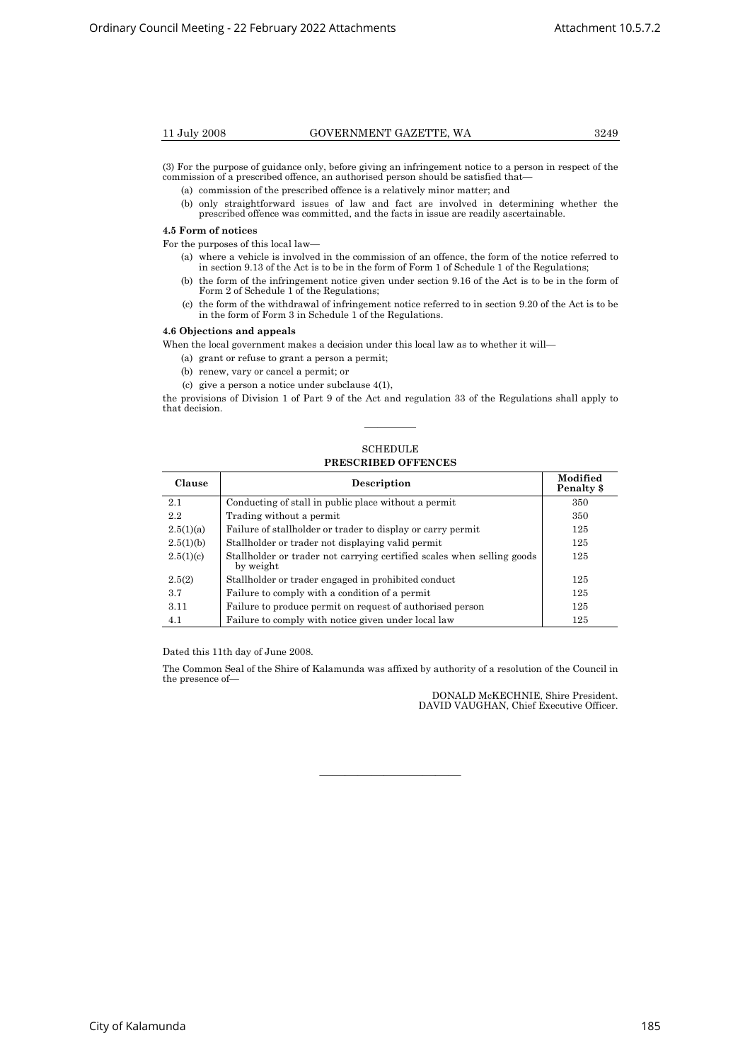(3) For the purpose of guidance only, before giving an infringement notice to a person in respect of the commission of a prescribed offence, an authorised person should be satisfied that—

(a) commission of the prescribed offence is a relatively minor matter; and

(b) only straightforward issues of law and fact are involved in determining whether the prescribed offence was committed, and the facts in issue are readily ascertainable.

**4.5 Form of notices**

For the purposes of this local law—

(a) where a vehicle is involved in the commission of an offence, the form of the notice referred to in section 9.13 of the Act is to be in the form of Form 1 of Schedule 1 of the Regulations;

(b) the form of the infringement notice given under section 9.16 of the Act is to be in the form of Form 2 of Schedule 1 of the Regulations;

(c) the form of the withdrawal of infringement notice referred to in section 9.20 of the Act is to be in the form of Form 3 in Schedule 1 of the Regulations.

**4.6 Objections and appeals**

When the local government makes a decision under this local law as to whether it will—

(a) grant or refuse to grant a person a permit;

(b) renew, vary or cancel a permit; or

(c) give a person a notice under subclause 4(1),

the provisions of Division 1 of Part 9 of the Act and regulation 33 of the Regulations shall apply to that decision.

———————

SCHEDULE

**PRESCRIBED OFFENCES**

| Clause | Description | Modified Penalty $ |
|---|---|---|
| 2.1 | Conducting of stall in public place without a permit | 350 |
| 2.2 | Trading without a permit | 350 |
| 2.5(1)(a) | Failure of stallholder or trader to display or carry permit | 125 |
| 2.5(1)(b) | Stallholder or trader not displaying valid permit | 125 |
| 2.5(1)(c) | Stallholder or trader not carrying certified scales when selling goods by weight | 125 |
| 2.5(2) | Stallholder or trader engaged in prohibited conduct | 125 |
| 3.7 | Failure to comply with a condition of a permit | 125 |
| 3.11 | Failure to produce permit on request of authorised person | 125 |
| 4.1 | Failure to comply with notice given under local law | 125 |

Dated this 11th day of June 2008.

The Common Seal of the Shire of Kalamunda was affixed by authority of a resolution of the Council in the presence of—

DONALD McKECHNIE, Shire President.
DAVID VAUGHAN, Chief Executive Officer.

———————————